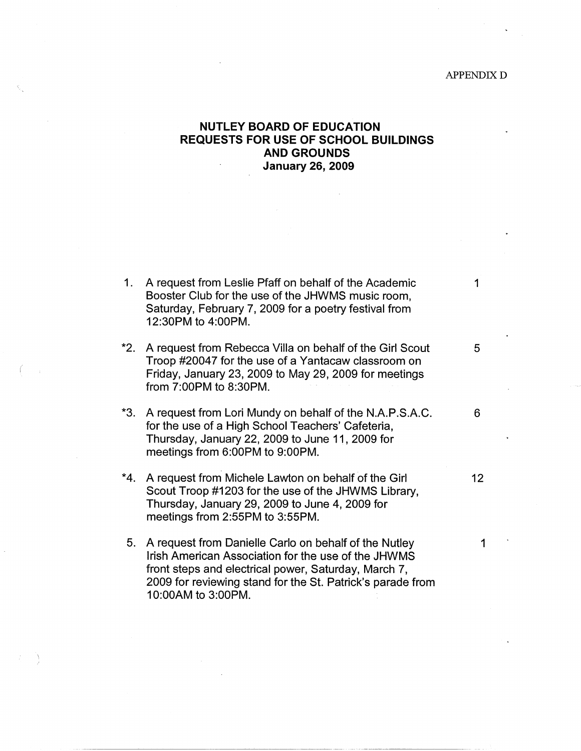APPENDIX D

# NUTLEY BOARD OF EDUCATION
## REQUESTS FOR USE OF SCHOOL BUILDINGS AND GROUNDS
### January 26, 2009

1. A request from Leslie Pfaff on behalf of the Academic Booster Club for the use of the JHWMS music room, Saturday, February 7, 2009 for a poetry festival from 12:30PM to 4:00PM. — 1

*2. A request from Rebecca Villa on behalf of the Girl Scout Troop #20047 for the use of a Yantacaw classroom on Friday, January 23, 2009 to May 29, 2009 for meetings from 7:00PM to 8:30PM. — 5

*3. A request from Lori Mundy on behalf of the N.A.P.S.A.C. for the use of a High School Teachers' Cafeteria, Thursday, January 22, 2009 to June 11, 2009 for meetings from 6:00PM to 9:00PM. — 6

*4. A request from Michele Lawton on behalf of the Girl Scout Troop #1203 for the use of the JHWMS Library, Thursday, January 29, 2009 to June 4, 2009 for meetings from 2:55PM to 3:55PM. — 12

5. A request from Danielle Carlo on behalf of the Nutley Irish American Association for the use of the JHWMS front steps and electrical power, Saturday, March 7, 2009 for reviewing stand for the St. Patrick's parade from 10:00AM to 3:00PM. — 1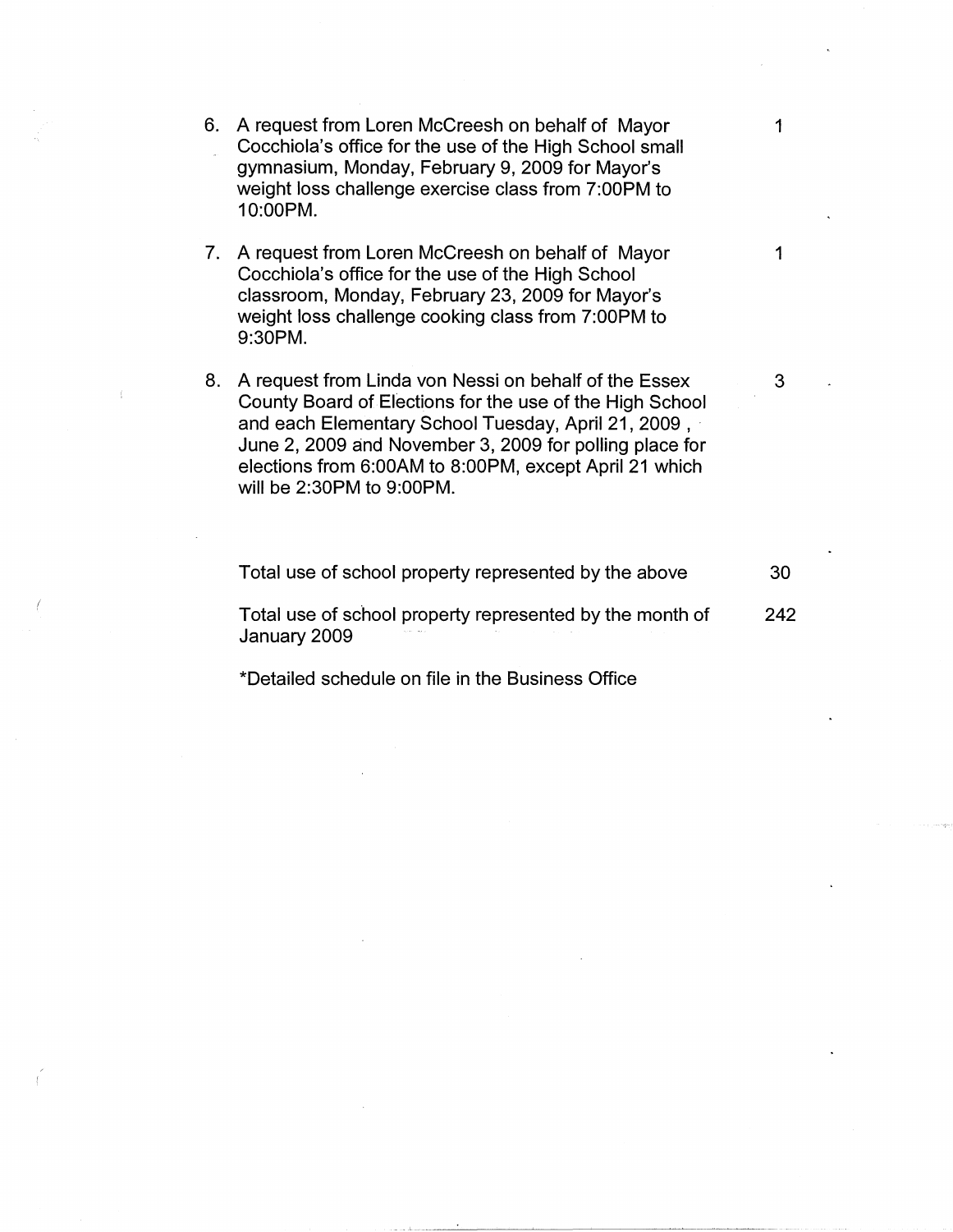| | |
|---|---|
| 6. A request from Loren McCreesh on behalf of Mayor Cocchiola's office for the use of the High School small gymnasium, Monday, February 9, 2009 for Mayor's weight loss challenge exercise class from 7:00PM to 10:00PM. | 1 |
| 7. A request from Loren McCreesh on behalf of Mayor Cocchiola's office for the use of the High School classroom, Monday, February 23, 2009 for Mayor's weight loss challenge cooking class from 7:00PM to 9:30PM. | 1 |
| 8. A request from Linda von Nessi on behalf of the Essex County Board of Elections for the use of the High School and each Elementary School Tuesday, April 21, 2009, June 2, 2009 and November 3, 2009 for polling place for elections from 6:00AM to 8:00PM, except April 21 which will be 2:30PM to 9:00PM. | 3 |
| Total use of school property represented by the above | 30 |
| Total use of school property represented by the month of January 2009 | 242 |

*Detailed schedule on file in the Business Office